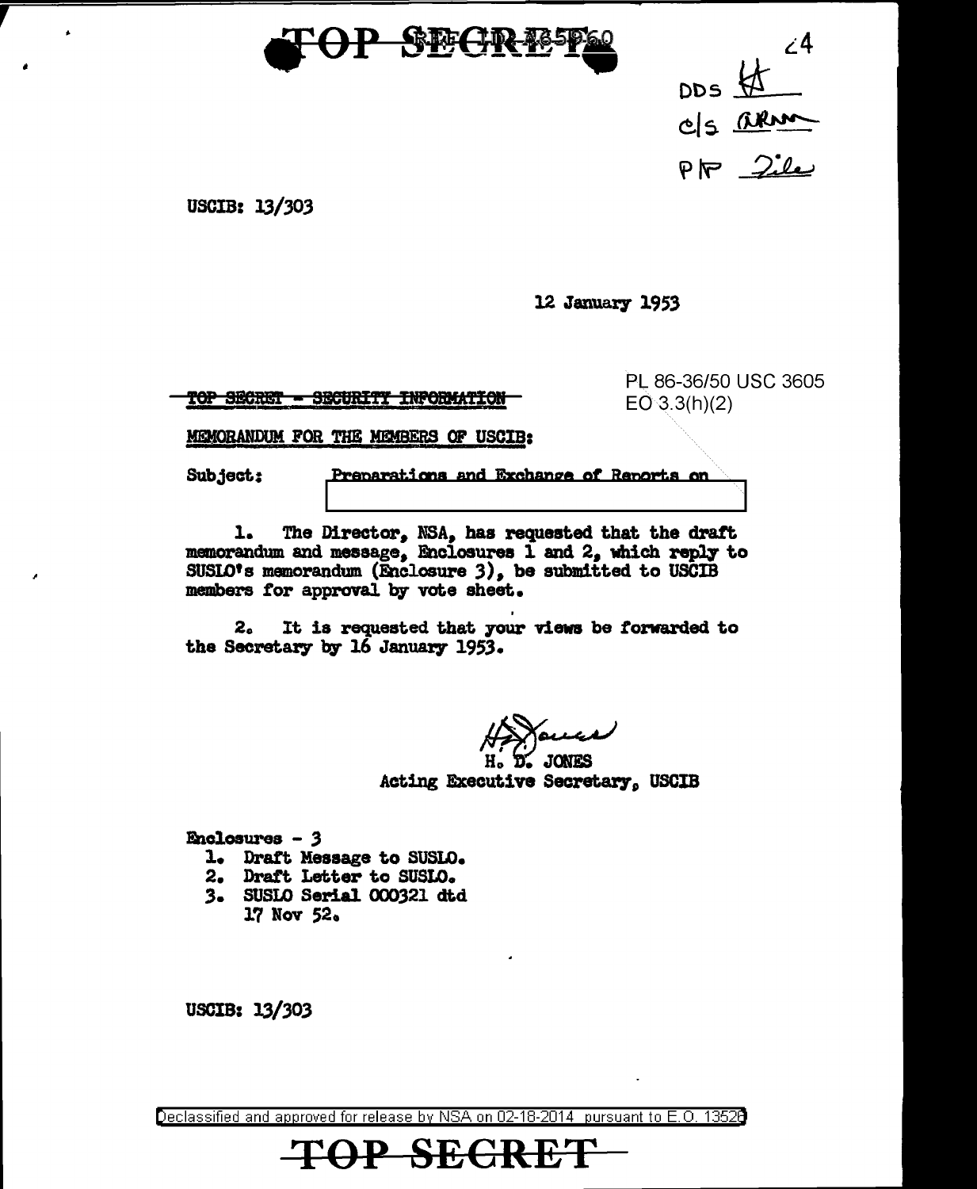TOP SECRET

DDS [handwritten initials]
C/S [handwritten initials]
PP File

USCIB: 13/303

12 January 1953

PL 86-36/50 USC 3605
EO 3.3(h)(2)

TOP SECRET - SECURITY INFORMATION

MEMORANDUM FOR THE MEMBERS OF USCIB:

Subject: Preparations and Exchange of Reports on [redacted]

1. The Director, NSA, has requested that the draft memorandum and message, Enclosures 1 and 2, which reply to SUSLO's memorandum (Enclosure 3), be submitted to USCIB members for approval by vote sheet.

2. It is requested that your views be forwarded to the Secretary by 16 January 1953.

[signature]
H. D. JONES
Acting Executive Secretary, USCIB

Enclosures - 3
1. Draft Message to SUSLO.
2. Draft Letter to SUSLO.
3. SUSLO Serial 000321 dtd 17 Nov 52.

USCIB: 13/303

Declassified and approved for release by NSA on 02-18-2014 pursuant to E.O. 13526

TOP SECRET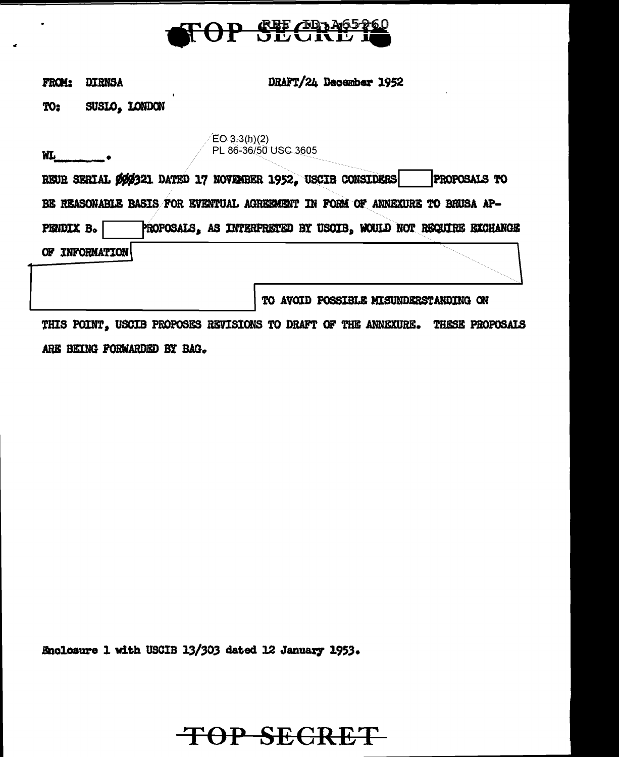TOP SECRET REF ID:A65960

FROM: DIRNSA DRAFT/24 December 1952

TO: SUSLO, LONDON

EO 3.3(h)(2)
PL 86-36/50 USC 3605

WL\_\_\_\_\_\_\_.

REUR SERIAL ØØØ321 DATED 17 NOVEMBER 1952, USCIB CONSIDERS [ ] PROPOSALS TO BE REASONABLE BASIS FOR EVENTUAL AGREEMENT IN FORM OF ANNEXURE TO BRUSA APPENDIX B. [ ] PROPOSALS, AS INTERPRETED BY USCIB, WOULD NOT REQUIRE EXCHANGE OF INFORMATION [ ] TO AVOID POSSIBLE MISUNDERSTANDING ON THIS POINT, USCIB PROPOSES REVISIONS TO DRAFT OF THE ANNEXURE. THESE PROPOSALS ARE BEING FORWARDED BY BAG.

Enclosure 1 with USCIB 13/303 dated 12 January 1953.

TOP SECRET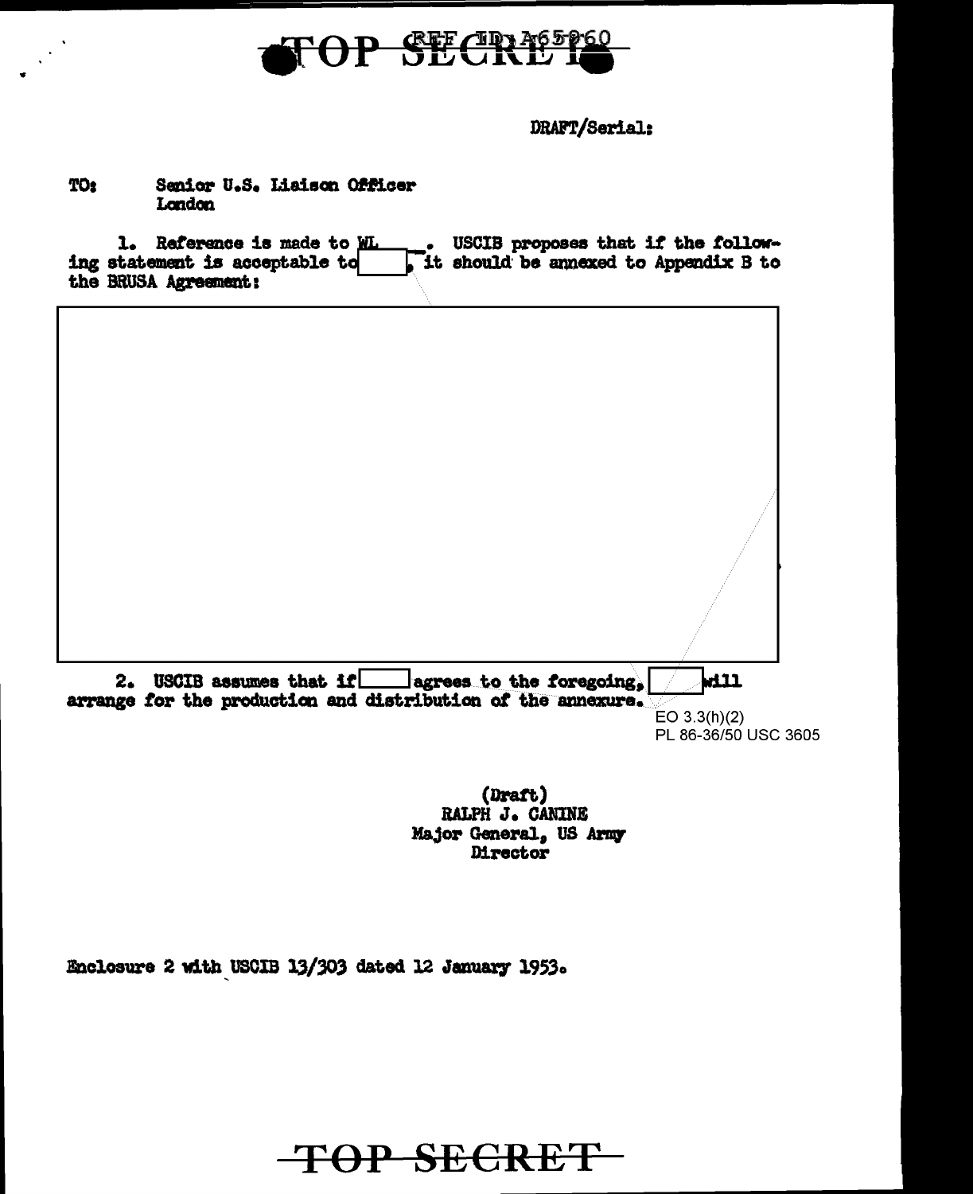TOP SECRET

REF ID:A65960

DRAFT/Serial:

TO: Senior U.S. Liaison Officer
London

1. Reference is made to WL ____. USCIB proposes that if the following statement is acceptable to [ ], it should be annexed to Appendix B to the BRUSA Agreement:

[ ]

2. USCIB assumes that if [ ] agrees to the foregoing, [ ] will arrange for the production and distribution of the annexure.

EO 3.3(h)(2)
PL 86-36/50 USC 3605

(Draft)
RALPH J. CANINE
Major General, US Army
Director

Enclosure 2 with USCIB 13/303 dated 12 January 1953.

TOP SECRET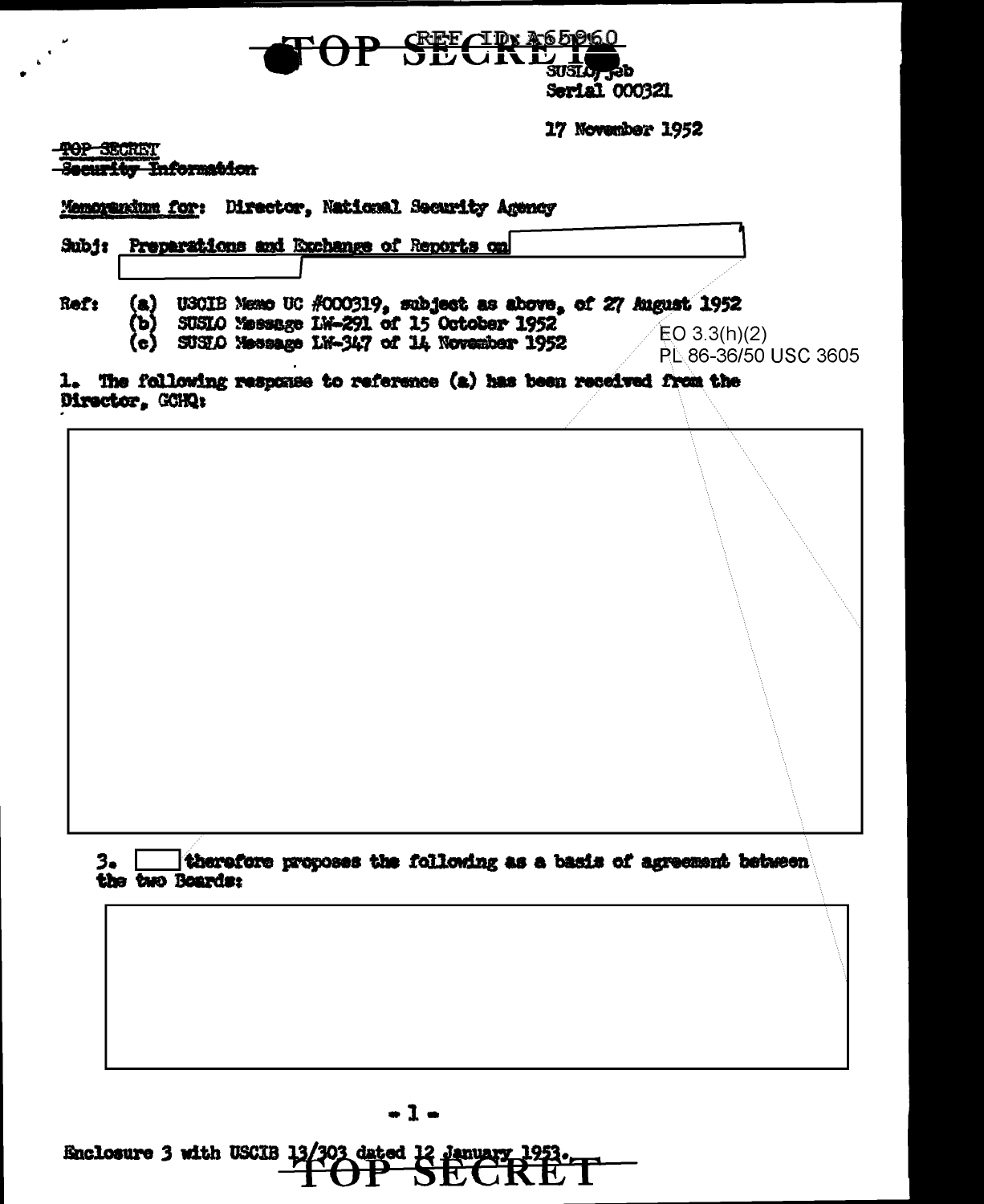REF ID: A65960

SUSLO/jeb
Serial 000321

17 November 1952

~~TOP SECRET~~
~~Security Information~~

Memorandum for: Director, National Security Agency

Subj: Preparations and Exchange of Reports on

Ref: (a) USCIB Memo UC #000319, subject as above, of 27 August 1952
(b) SUSLO Message LW-291 of 15 October 1952
(c) SUSLO Message LW-347 of 14 November 1952

EO 3.3(h)(2)
PL 86-36/50 USC 3605

1. The following response to reference (a) has been received from the Director, GCHQ:

3. therefore proposes the following as a basis of agreement between the two Boards:

Enclosure 3 with USCIB 13/303 dated 12 January 1953.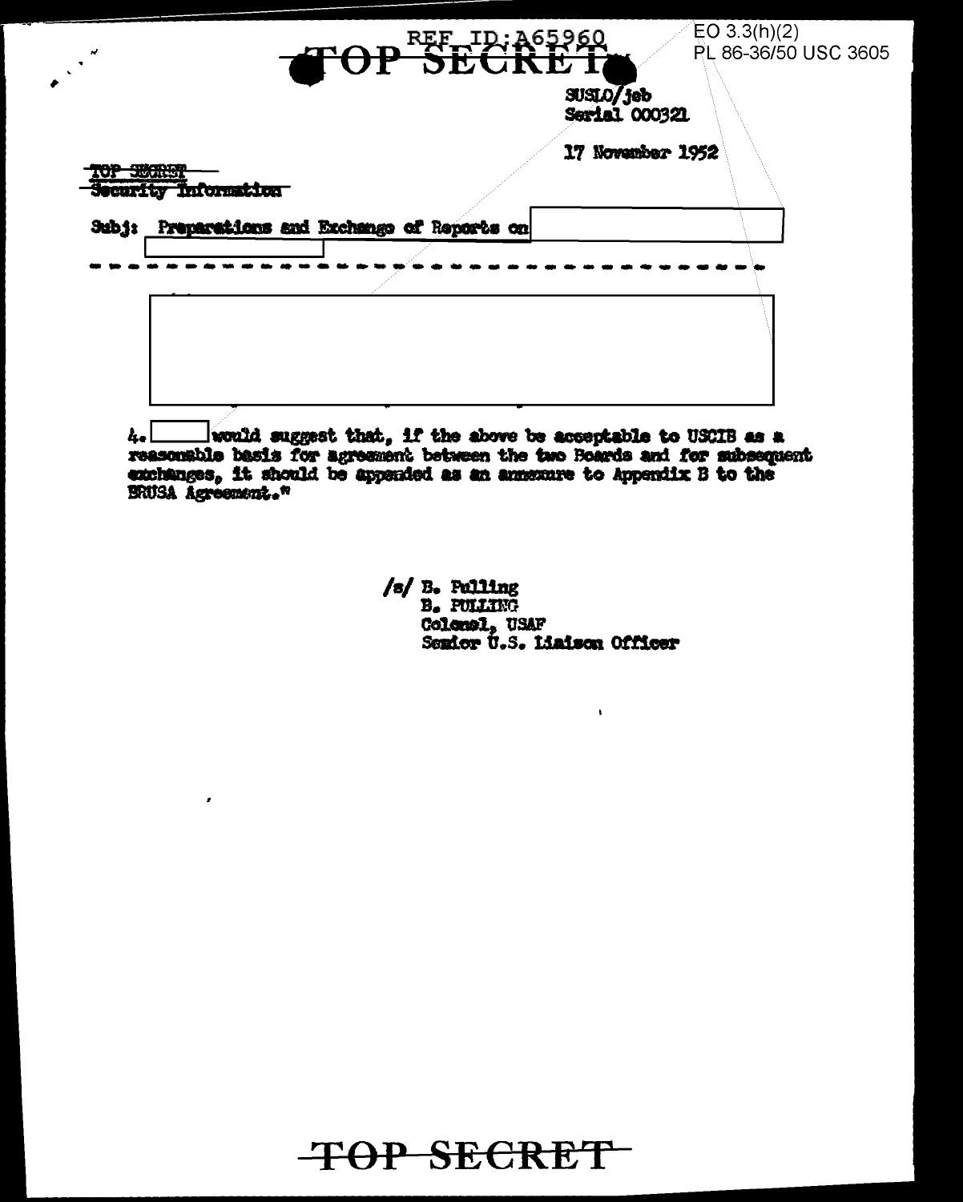REF ID:A65960

TOP SECRET

EO 3.3(h)(2)
PL 86-36/50 USC 3605

SUSLO/jeb
Serial 000321

17 November 1952

~~TOP SECRET~~
~~Security Information~~

Subj: Preparations and Exchange of Reports on

- - - - - - - - - - - - - - - - - - - - - - - - - - - - - - - - -

4. would suggest that, if the above be acceptable to USCIB as a reasonable basis for agreement between the two Boards and for subsequent exchanges, it should be appended as an annexure to Appendix B to the BRUSA Agreement."

/s/ B. Pulling
B. PULLING
Colonel, USAF
Senior U.S. Liaison Officer

TOP SECRET